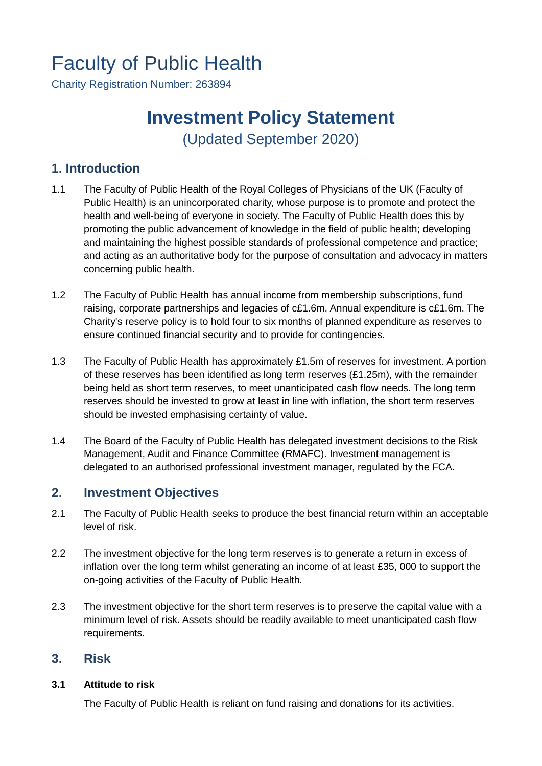# Faculty of Public Health

Charity Registration Number: 263894

# Investment Policy Statement

(Updated September 2020)

## 1. Introduction

1.1 The Faculty of Public Health of the Royal Colleges of Physicians of the UK (Faculty of Public Health) is an unincorporated charity, whose purpose is to promote and protect the health and well-being of everyone in society. The Faculty of Public Health does this by promoting the public advancement of knowledge in the field of public health; developing and maintaining the highest possible standards of professional competence and practice; and acting as an authoritative body for the purpose of consultation and advocacy in matters concerning public health.

1.2 The Faculty of Public Health has annual income from membership subscriptions, fund raising, corporate partnerships and legacies of c£1.6m. Annual expenditure is c£1.6m. The Charity's reserve policy is to hold four to six months of planned expenditure as reserves to ensure continued financial security and to provide for contingencies.

1.3 The Faculty of Public Health has approximately £1.5m of reserves for investment. A portion of these reserves has been identified as long term reserves (£1.25m), with the remainder being held as short term reserves, to meet unanticipated cash flow needs. The long term reserves should be invested to grow at least in line with inflation, the short term reserves should be invested emphasising certainty of value.

1.4 The Board of the Faculty of Public Health has delegated investment decisions to the Risk Management, Audit and Finance Committee (RMAFC). Investment management is delegated to an authorised professional investment manager, regulated by the FCA.

## 2. Investment Objectives

2.1 The Faculty of Public Health seeks to produce the best financial return within an acceptable level of risk.

2.2 The investment objective for the long term reserves is to generate a return in excess of inflation over the long term whilst generating an income of at least £35, 000 to support the on-going activities of the Faculty of Public Health.

2.3 The investment objective for the short term reserves is to preserve the capital value with a minimum level of risk. Assets should be readily available to meet unanticipated cash flow requirements.

## 3. Risk

### 3.1 Attitude to risk

The Faculty of Public Health is reliant on fund raising and donations for its activities.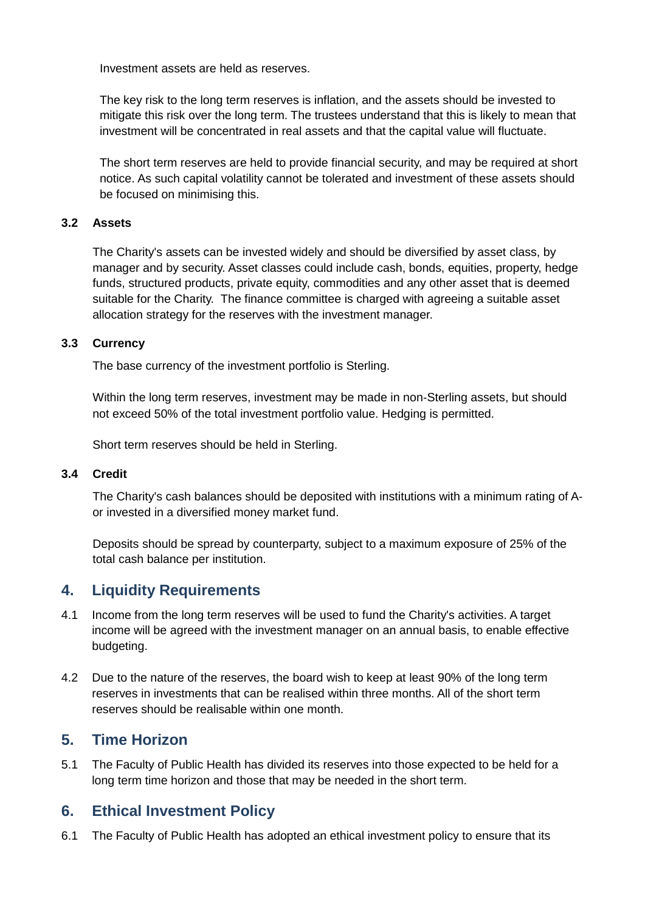Investment assets are held as reserves.

The key risk to the long term reserves is inflation, and the assets should be invested to mitigate this risk over the long term. The trustees understand that this is likely to mean that investment will be concentrated in real assets and that the capital value will fluctuate.

The short term reserves are held to provide financial security, and may be required at short notice. As such capital volatility cannot be tolerated and investment of these assets should be focused on minimising this.

### 3.2 Assets

The Charity's assets can be invested widely and should be diversified by asset class, by manager and by security. Asset classes could include cash, bonds, equities, property, hedge funds, structured products, private equity, commodities and any other asset that is deemed suitable for the Charity. The finance committee is charged with agreeing a suitable asset allocation strategy for the reserves with the investment manager.

### 3.3 Currency

The base currency of the investment portfolio is Sterling.

Within the long term reserves, investment may be made in non-Sterling assets, but should not exceed 50% of the total investment portfolio value. Hedging is permitted.

Short term reserves should be held in Sterling.

### 3.4 Credit

The Charity's cash balances should be deposited with institutions with a minimum rating of A- or invested in a diversified money market fund.

Deposits should be spread by counterparty, subject to a maximum exposure of 25% of the total cash balance per institution.

## 4. Liquidity Requirements

4.1 Income from the long term reserves will be used to fund the Charity's activities. A target income will be agreed with the investment manager on an annual basis, to enable effective budgeting.

4.2 Due to the nature of the reserves, the board wish to keep at least 90% of the long term reserves in investments that can be realised within three months. All of the short term reserves should be realisable within one month.

## 5. Time Horizon

5.1 The Faculty of Public Health has divided its reserves into those expected to be held for a long term time horizon and those that may be needed in the short term.

## 6. Ethical Investment Policy

6.1 The Faculty of Public Health has adopted an ethical investment policy to ensure that its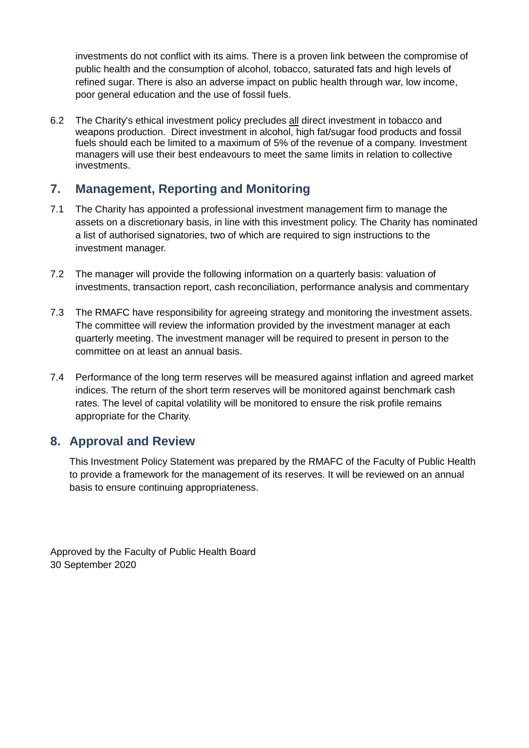investments do not conflict with its aims. There is a proven link between the compromise of public health and the consumption of alcohol, tobacco, saturated fats and high levels of refined sugar. There is also an adverse impact on public health through war, low income, poor general education and the use of fossil fuels.

6.2 The Charity's ethical investment policy precludes all direct investment in tobacco and weapons production. Direct investment in alcohol, high fat/sugar food products and fossil fuels should each be limited to a maximum of 5% of the revenue of a company. Investment managers will use their best endeavours to meet the same limits in relation to collective investments.

## 7. Management, Reporting and Monitoring

7.1 The Charity has appointed a professional investment management firm to manage the assets on a discretionary basis, in line with this investment policy. The Charity has nominated a list of authorised signatories, two of which are required to sign instructions to the investment manager.

7.2 The manager will provide the following information on a quarterly basis: valuation of investments, transaction report, cash reconciliation, performance analysis and commentary

7.3 The RMAFC have responsibility for agreeing strategy and monitoring the investment assets. The committee will review the information provided by the investment manager at each quarterly meeting. The investment manager will be required to present in person to the committee on at least an annual basis.

7.4 Performance of the long term reserves will be measured against inflation and agreed market indices. The return of the short term reserves will be monitored against benchmark cash rates. The level of capital volatility will be monitored to ensure the risk profile remains appropriate for the Charity.

## 8. Approval and Review

This Investment Policy Statement was prepared by the RMAFC of the Faculty of Public Health to provide a framework for the management of its reserves. It will be reviewed on an annual basis to ensure continuing appropriateness.

Approved by the Faculty of Public Health Board
30 September 2020